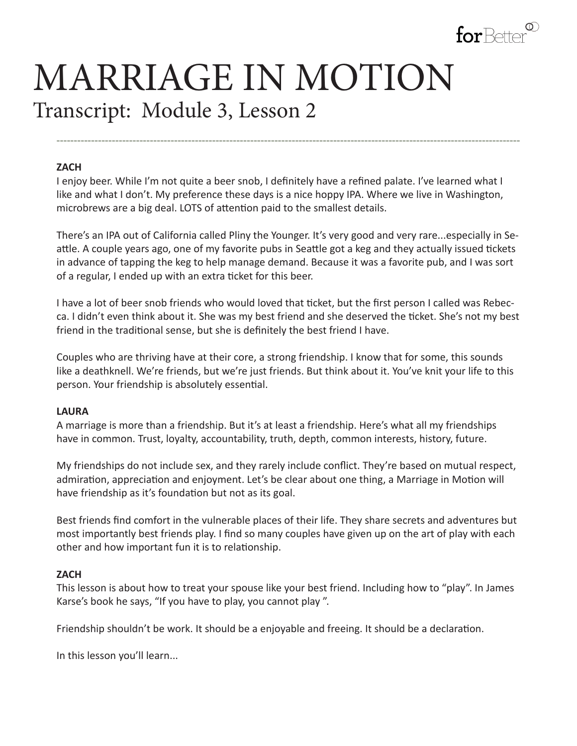# MARRIAGE IN MOTION

## Transcript: Module 3, Lesson 2

---

**ZACH**

I enjoy beer. While I'm not quite a beer snob, I definitely have a refined palate. I've learned what I like and what I don't. My preference these days is a nice hoppy IPA. Where we live in Washington, microbrews are a big deal. LOTS of attention paid to the smallest details.

There's an IPA out of California called Pliny the Younger. It's very good and very rare...especially in Seattle. A couple years ago, one of my favorite pubs in Seattle got a keg and they actually issued tickets in advance of tapping the keg to help manage demand. Because it was a favorite pub, and I was sort of a regular, I ended up with an extra ticket for this beer.

I have a lot of beer snob friends who would loved that ticket, but the first person I called was Rebecca. I didn't even think about it. She was my best friend and she deserved the ticket. She's not my best friend in the traditional sense, but she is definitely the best friend I have.

Couples who are thriving have at their core, a strong friendship. I know that for some, this sounds like a deathknell. We're friends, but we're just friends. But think about it. You've knit your life to this person. Your friendship is absolutely essential.

**LAURA**

A marriage is more than a friendship. But it's at least a friendship. Here's what all my friendships have in common. Trust, loyalty, accountability, truth, depth, common interests, history, future.

My friendships do not include sex, and they rarely include conflict. They're based on mutual respect, admiration, appreciation and enjoyment. Let's be clear about one thing, a Marriage in Motion will have friendship as it's foundation but not as its goal.

Best friends find comfort in the vulnerable places of their life. They share secrets and adventures but most importantly best friends play. I find so many couples have given up on the art of play with each other and how important fun it is to relationship.

**ZACH**

This lesson is about how to treat your spouse like your best friend. Including how to "play". In James Karse's book he says, "If you have to play, you cannot play ".

Friendship shouldn't be work. It should be a enjoyable and freeing. It should be a declaration.

In this lesson you'll learn...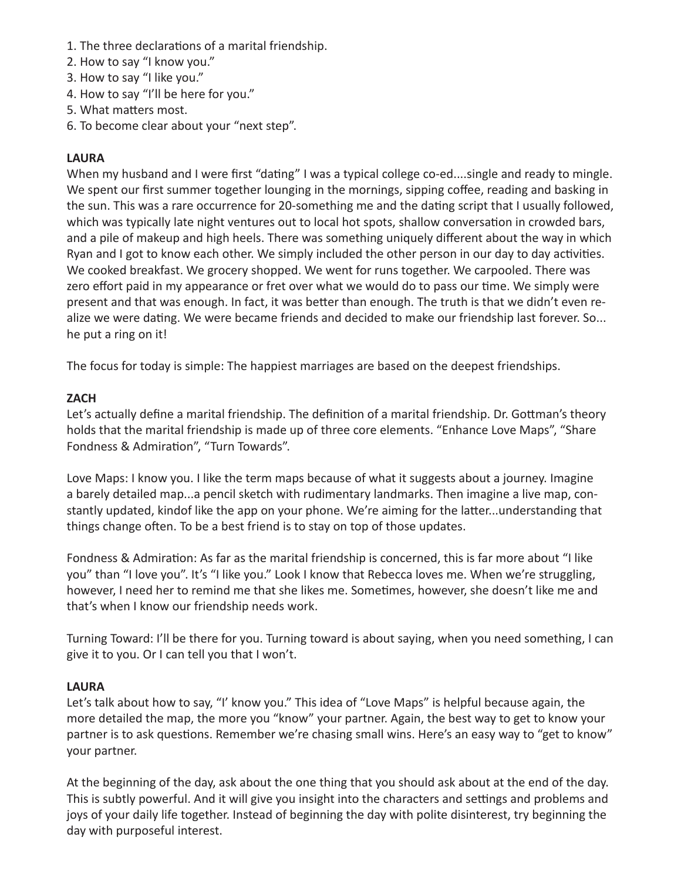1. The three declarations of a marital friendship.
2. How to say “I know you.”
3. How to say “I like you.”
4. How to say “I’ll be here for you.”
5. What matters most.
6. To become clear about your “next step”.

**LAURA**

When my husband and I were first “dating” I was a typical college co-ed....single and ready to mingle. We spent our first summer together lounging in the mornings, sipping coffee, reading and basking in the sun. This was a rare occurrence for 20-something me and the dating script that I usually followed, which was typically late night ventures out to local hot spots, shallow conversation in crowded bars, and a pile of makeup and high heels. There was something uniquely different about the way in which Ryan and I got to know each other. We simply included the other person in our day to day activities. We cooked breakfast. We grocery shopped. We went for runs together. We carpooled. There was zero effort paid in my appearance or fret over what we would do to pass our time. We simply were present and that was enough. In fact, it was better than enough. The truth is that we didn’t even realize we were dating. We were became friends and decided to make our friendship last forever. So... he put a ring on it!

The focus for today is simple: The happiest marriages are based on the deepest friendships.

**ZACH**

Let’s actually define a marital friendship. The definition of a marital friendship. Dr. Gottman’s theory holds that the marital friendship is made up of three core elements. “Enhance Love Maps”, “Share Fondness & Admiration”, “Turn Towards”.

Love Maps: I know you. I like the term maps because of what it suggests about a journey. Imagine a barely detailed map...a pencil sketch with rudimentary landmarks. Then imagine a live map, constantly updated, kindof like the app on your phone. We’re aiming for the latter...understanding that things change often. To be a best friend is to stay on top of those updates.

Fondness & Admiration: As far as the marital friendship is concerned, this is far more about “I like you” than “I love you”. It’s “I like you.” Look I know that Rebecca loves me. When we’re struggling, however, I need her to remind me that she likes me. Sometimes, however, she doesn’t like me and that’s when I know our friendship needs work.

Turning Toward: I’ll be there for you. Turning toward is about saying, when you need something, I can give it to you. Or I can tell you that I won’t.

**LAURA**

Let’s talk about how to say, “I’ know you.” This idea of “Love Maps” is helpful because again, the more detailed the map, the more you “know” your partner. Again, the best way to get to know your partner is to ask questions. Remember we’re chasing small wins. Here’s an easy way to “get to know” your partner.

At the beginning of the day, ask about the one thing that you should ask about at the end of the day. This is subtly powerful. And it will give you insight into the characters and settings and problems and joys of your daily life together. Instead of beginning the day with polite disinterest, try beginning the day with purposeful interest.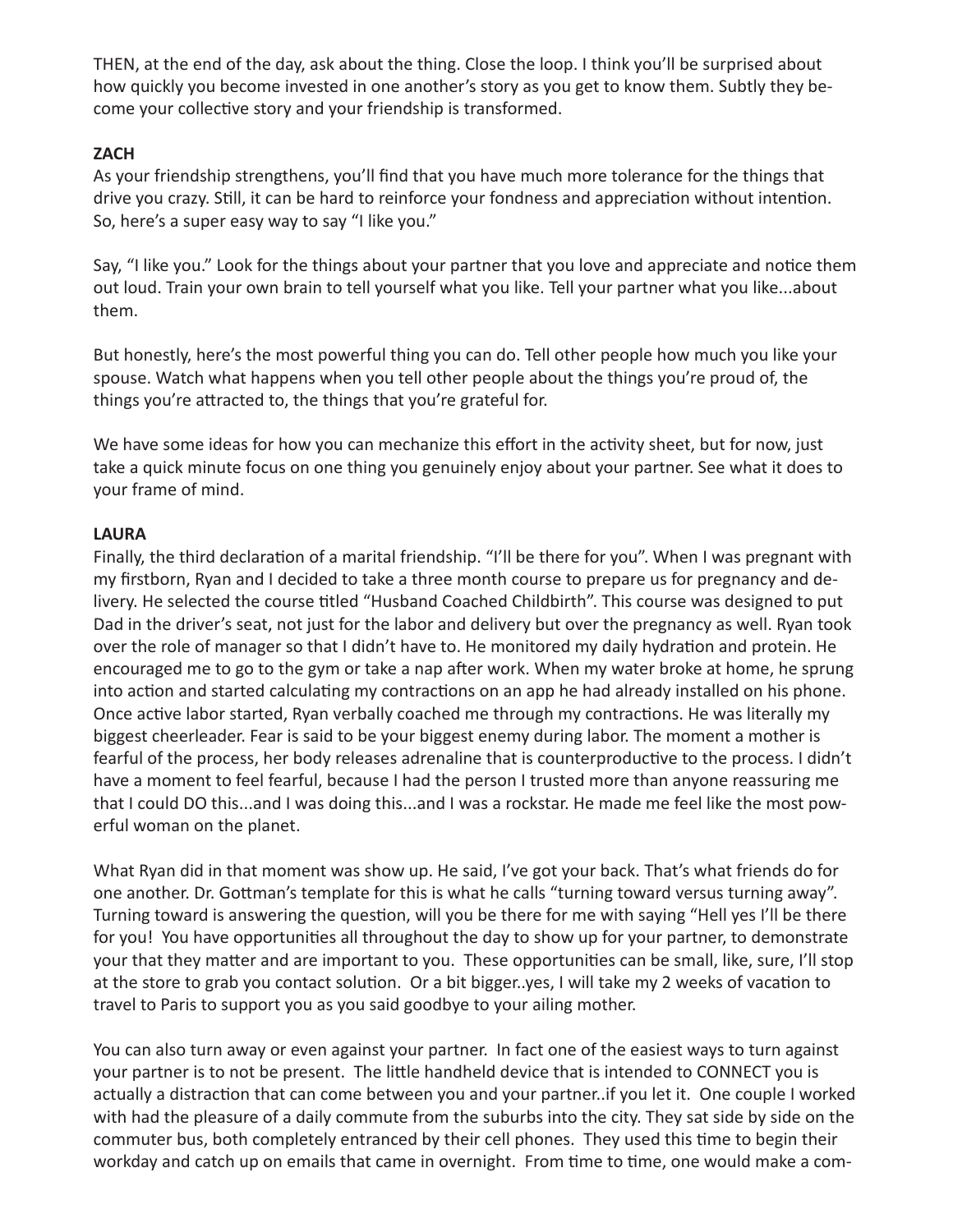THEN, at the end of the day, ask about the thing. Close the loop. I think you'll be surprised about how quickly you become invested in one another's story as you get to know them. Subtly they become your collective story and your friendship is transformed.

**ZACH**

As your friendship strengthens, you'll find that you have much more tolerance for the things that drive you crazy. Still, it can be hard to reinforce your fondness and appreciation without intention. So, here's a super easy way to say "I like you."

Say, "I like you." Look for the things about your partner that you love and appreciate and notice them out loud. Train your own brain to tell yourself what you like. Tell your partner what you like...about them.

But honestly, here's the most powerful thing you can do. Tell other people how much you like your spouse. Watch what happens when you tell other people about the things you're proud of, the things you're attracted to, the things that you're grateful for.

We have some ideas for how you can mechanize this effort in the activity sheet, but for now, just take a quick minute focus on one thing you genuinely enjoy about your partner. See what it does to your frame of mind.

**LAURA**

Finally, the third declaration of a marital friendship. "I'll be there for you". When I was pregnant with my firstborn, Ryan and I decided to take a three month course to prepare us for pregnancy and delivery. He selected the course titled "Husband Coached Childbirth". This course was designed to put Dad in the driver's seat, not just for the labor and delivery but over the pregnancy as well. Ryan took over the role of manager so that I didn't have to. He monitored my daily hydration and protein. He encouraged me to go to the gym or take a nap after work. When my water broke at home, he sprung into action and started calculating my contractions on an app he had already installed on his phone. Once active labor started, Ryan verbally coached me through my contractions. He was literally my biggest cheerleader. Fear is said to be your biggest enemy during labor. The moment a mother is fearful of the process, her body releases adrenaline that is counterproductive to the process. I didn't have a moment to feel fearful, because I had the person I trusted more than anyone reassuring me that I could DO this...and I was doing this...and I was a rockstar. He made me feel like the most powerful woman on the planet.

What Ryan did in that moment was show up. He said, I've got your back. That's what friends do for one another. Dr. Gottman's template for this is what he calls "turning toward versus turning away". Turning toward is answering the question, will you be there for me with saying "Hell yes I'll be there for you! You have opportunities all throughout the day to show up for your partner, to demonstrate your that they matter and are important to you. These opportunities can be small, like, sure, I'll stop at the store to grab you contact solution. Or a bit bigger..yes, I will take my 2 weeks of vacation to travel to Paris to support you as you said goodbye to your ailing mother.

You can also turn away or even against your partner. In fact one of the easiest ways to turn against your partner is to not be present. The little handheld device that is intended to CONNECT you is actually a distraction that can come between you and your partner..if you let it. One couple I worked with had the pleasure of a daily commute from the suburbs into the city. They sat side by side on the commuter bus, both completely entranced by their cell phones. They used this time to begin their workday and catch up on emails that came in overnight. From time to time, one would make a com-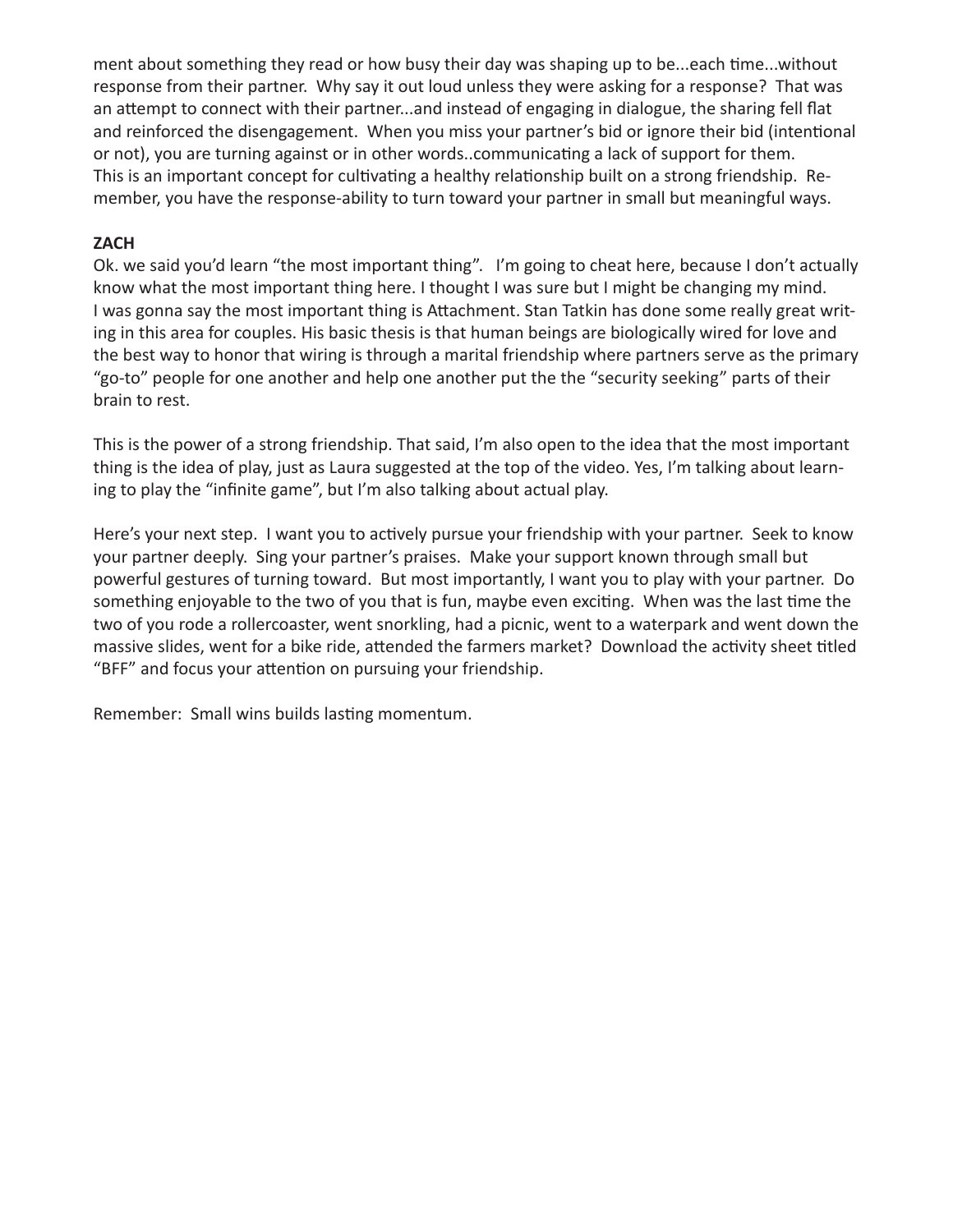ment about something they read or how busy their day was shaping up to be...each time...without response from their partner. Why say it out loud unless they were asking for a response? That was an attempt to connect with their partner...and instead of engaging in dialogue, the sharing fell flat and reinforced the disengagement. When you miss your partner's bid or ignore their bid (intentional or not), you are turning against or in other words..communicating a lack of support for them. This is an important concept for cultivating a healthy relationship built on a strong friendship. Remember, you have the response-ability to turn toward your partner in small but meaningful ways.

**ZACH**

Ok. we said you'd learn "the most important thing". I'm going to cheat here, because I don't actually know what the most important thing here. I thought I was sure but I might be changing my mind. I was gonna say the most important thing is Attachment. Stan Tatkin has done some really great writing in this area for couples. His basic thesis is that human beings are biologically wired for love and the best way to honor that wiring is through a marital friendship where partners serve as the primary "go-to" people for one another and help one another put the the "security seeking" parts of their brain to rest.

This is the power of a strong friendship. That said, I'm also open to the idea that the most important thing is the idea of play, just as Laura suggested at the top of the video. Yes, I'm talking about learning to play the "infinite game", but I'm also talking about actual play.

Here's your next step. I want you to actively pursue your friendship with your partner. Seek to know your partner deeply. Sing your partner's praises. Make your support known through small but powerful gestures of turning toward. But most importantly, I want you to play with your partner. Do something enjoyable to the two of you that is fun, maybe even exciting. When was the last time the two of you rode a rollercoaster, went snorkling, had a picnic, went to a waterpark and went down the massive slides, went for a bike ride, attended the farmers market? Download the activity sheet titled "BFF" and focus your attention on pursuing your friendship.

Remember: Small wins builds lasting momentum.